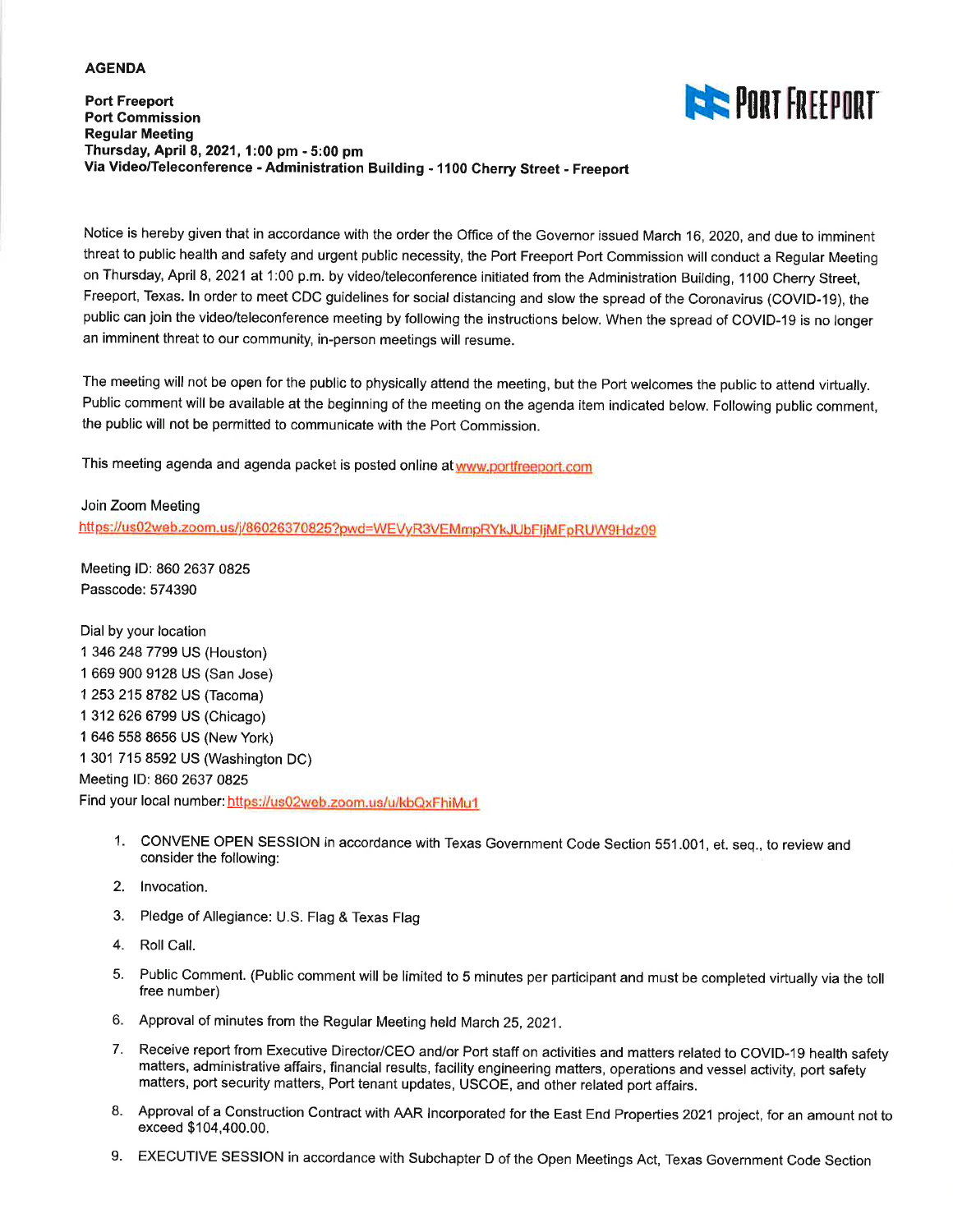**AGENDA**

**Port Freeport**
**Port Commission**
**Regular Meeting**
**Thursday, April 8, 2021, 1:00 pm - 5:00 pm**
**Via Video/Teleconference - Administration Building - 1100 Cherry Street - Freeport**

Notice is hereby given that in accordance with the order the Office of the Governor issued March 16, 2020, and due to imminent threat to public health and safety and urgent public necessity, the Port Freeport Port Commission will conduct a Regular Meeting on Thursday, April 8, 2021 at 1:00 p.m. by video/teleconference initiated from the Administration Building, 1100 Cherry Street, Freeport, Texas. In order to meet CDC guidelines for social distancing and slow the spread of the Coronavirus (COVID-19), the public can join the video/teleconference meeting by following the instructions below. When the spread of COVID-19 is no longer an imminent threat to our community, in-person meetings will resume.

The meeting will not be open for the public to physically attend the meeting, but the Port welcomes the public to attend virtually. Public comment will be available at the beginning of the meeting on the agenda item indicated below. Following public comment, the public will not be permitted to communicate with the Port Commission.

This meeting agenda and agenda packet is posted online at www.portfreeport.com

Join Zoom Meeting
https://us02web.zoom.us/j/86026370825?pwd=WEVyR3VEMmpRYkJUbFljMFpRUW9Hdz09

Meeting ID: 860 2637 0825
Passcode: 574390

Dial by your location
1 346 248 7799 US (Houston)
1 669 900 9128 US (San Jose)
1 253 215 8782 US (Tacoma)
1 312 626 6799 US (Chicago)
1 646 558 8656 US (New York)
1 301 715 8592 US (Washington DC)
Meeting ID: 860 2637 0825
Find your local number: https://us02web.zoom.us/u/kbQxFhiMu1

1. CONVENE OPEN SESSION in accordance with Texas Government Code Section 551.001, et. seq., to review and consider the following:
2. Invocation.
3. Pledge of Allegiance: U.S. Flag & Texas Flag
4. Roll Call.
5. Public Comment. (Public comment will be limited to 5 minutes per participant and must be completed virtually via the toll free number)
6. Approval of minutes from the Regular Meeting held March 25, 2021.
7. Receive report from Executive Director/CEO and/or Port staff on activities and matters related to COVID-19 health safety matters, administrative affairs, financial results, facility engineering matters, operations and vessel activity, port safety matters, port security matters, Port tenant updates, USCOE, and other related port affairs.
8. Approval of a Construction Contract with AAR Incorporated for the East End Properties 2021 project, for an amount not to exceed $104,400.00.
9. EXECUTIVE SESSION in accordance with Subchapter D of the Open Meetings Act, Texas Government Code Section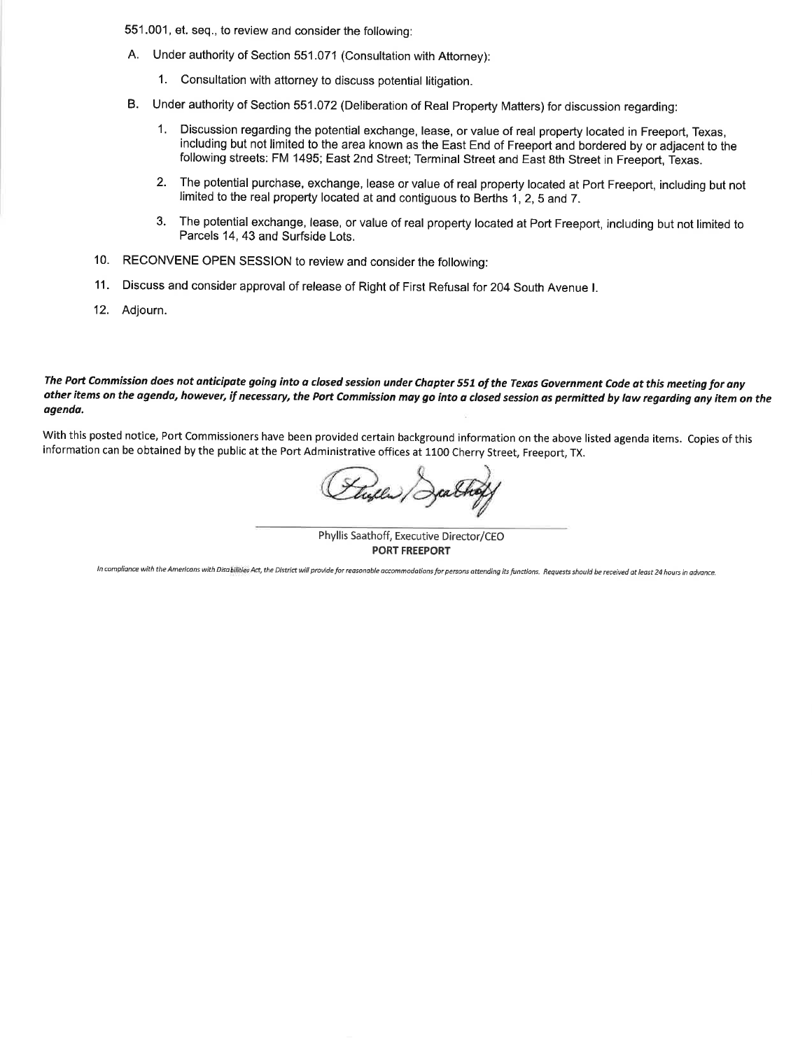551.001, et. seq., to review and consider the following:

A. Under authority of Section 551.071 (Consultation with Attorney):

   1. Consultation with attorney to discuss potential litigation.

B. Under authority of Section 551.072 (Deliberation of Real Property Matters) for discussion regarding:

   1. Discussion regarding the potential exchange, lease, or value of real property located in Freeport, Texas, including but not limited to the area known as the East End of Freeport and bordered by or adjacent to the following streets: FM 1495; East 2nd Street; Terminal Street and East 8th Street in Freeport, Texas.

   2. The potential purchase, exchange, lease or value of real property located at Port Freeport, including but not limited to the real property located at and contiguous to Berths 1, 2, 5 and 7.

   3. The potential exchange, lease, or value of real property located at Port Freeport, including but not limited to Parcels 14, 43 and Surfside Lots.

10. RECONVENE OPEN SESSION to review and consider the following:

11. Discuss and consider approval of release of Right of First Refusal for 204 South Avenue I.

12. Adjourn.

***The Port Commission does not anticipate going into a closed session under Chapter 551 of the Texas Government Code at this meeting for any other items on the agenda, however, if necessary, the Port Commission may go into a closed session as permitted by law regarding any item on the agenda.***

With this posted notice, Port Commissioners have been provided certain background information on the above listed agenda items. Copies of this information can be obtained by the public at the Port Administrative offices at 1100 Cherry Street, Freeport, TX.

Phyllis Saathoff, Executive Director/CEO
**PORT FREEPORT**

*In compliance with the Americans with Disabilities Act, the District will provide for reasonable accommodations for persons attending its functions. Requests should be received at least 24 hours in advance.*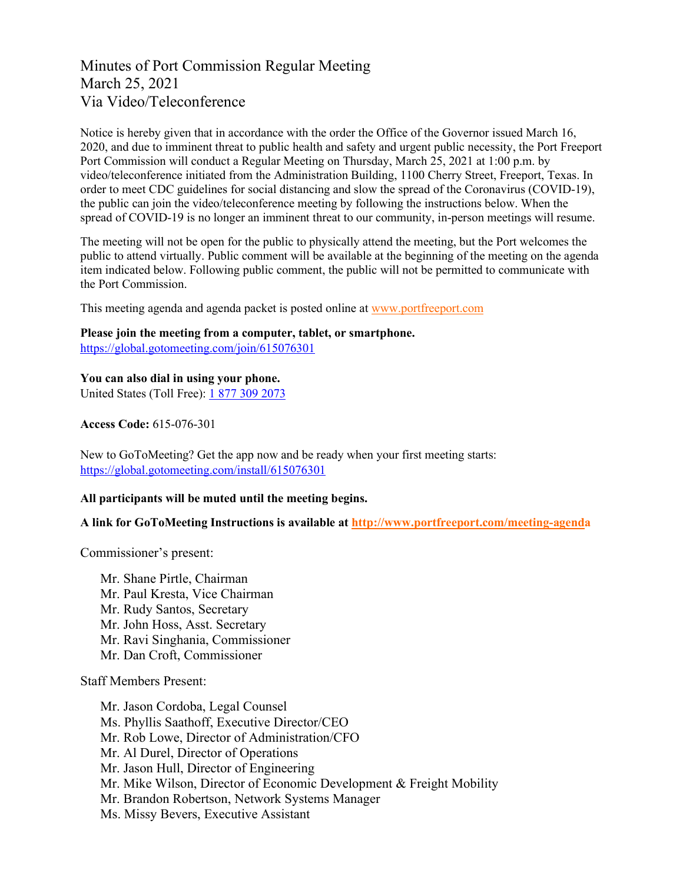# Minutes of Port Commission Regular Meeting
# March 25, 2021
# Via Video/Teleconference

Notice is hereby given that in accordance with the order the Office of the Governor issued March 16, 2020, and due to imminent threat to public health and safety and urgent public necessity, the Port Freeport Port Commission will conduct a Regular Meeting on Thursday, March 25, 2021 at 1:00 p.m. by video/teleconference initiated from the Administration Building, 1100 Cherry Street, Freeport, Texas. In order to meet CDC guidelines for social distancing and slow the spread of the Coronavirus (COVID-19), the public can join the video/teleconference meeting by following the instructions below. When the spread of COVID-19 is no longer an imminent threat to our community, in-person meetings will resume.

The meeting will not be open for the public to physically attend the meeting, but the Port welcomes the public to attend virtually. Public comment will be available at the beginning of the meeting on the agenda item indicated below. Following public comment, the public will not be permitted to communicate with the Port Commission.

This meeting agenda and agenda packet is posted online at www.portfreeport.com

**Please join the meeting from a computer, tablet, or smartphone.**
https://global.gotomeeting.com/join/615076301

**You can also dial in using your phone.**
United States (Toll Free): 1 877 309 2073

**Access Code:** 615-076-301

New to GoToMeeting? Get the app now and be ready when your first meeting starts:
https://global.gotomeeting.com/install/615076301

**All participants will be muted until the meeting begins.**

**A link for GoToMeeting Instructions is available at http://www.portfreeport.com/meeting-agenda**

Commissioner's present:

- Mr. Shane Pirtle, Chairman
- Mr. Paul Kresta, Vice Chairman
- Mr. Rudy Santos, Secretary
- Mr. John Hoss, Asst. Secretary
- Mr. Ravi Singhania, Commissioner
- Mr. Dan Croft, Commissioner

Staff Members Present:

- Mr. Jason Cordoba, Legal Counsel
- Ms. Phyllis Saathoff, Executive Director/CEO
- Mr. Rob Lowe, Director of Administration/CFO
- Mr. Al Durel, Director of Operations
- Mr. Jason Hull, Director of Engineering
- Mr. Mike Wilson, Director of Economic Development & Freight Mobility
- Mr. Brandon Robertson, Network Systems Manager
- Ms. Missy Bevers, Executive Assistant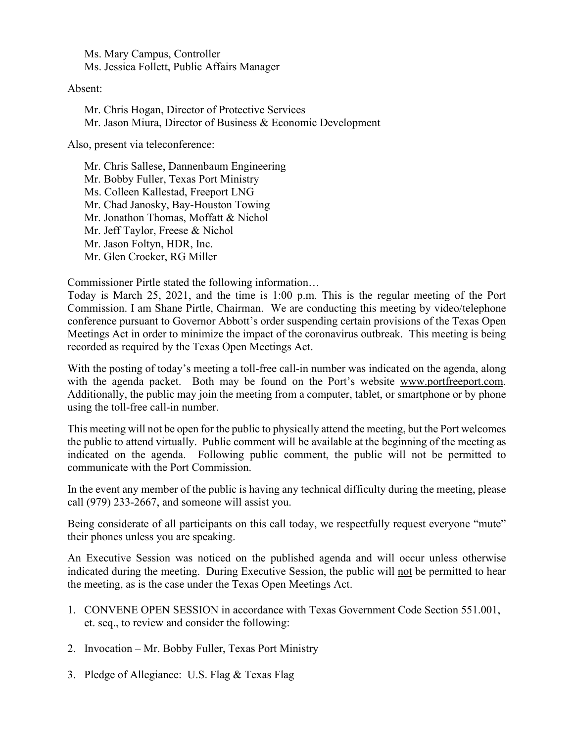Ms. Mary Campus, Controller
Ms. Jessica Follett, Public Affairs Manager

Absent:

Mr. Chris Hogan, Director of Protective Services
Mr. Jason Miura, Director of Business & Economic Development

Also, present via teleconference:

Mr. Chris Sallese, Dannenbaum Engineering
Mr. Bobby Fuller, Texas Port Ministry
Ms. Colleen Kallestad, Freeport LNG
Mr. Chad Janosky, Bay-Houston Towing
Mr. Jonathon Thomas, Moffatt & Nichol
Mr. Jeff Taylor, Freese & Nichol
Mr. Jason Foltyn, HDR, Inc.
Mr. Glen Crocker, RG Miller

Commissioner Pirtle stated the following information…
Today is March 25, 2021, and the time is 1:00 p.m. This is the regular meeting of the Port Commission. I am Shane Pirtle, Chairman. We are conducting this meeting by video/telephone conference pursuant to Governor Abbott's order suspending certain provisions of the Texas Open Meetings Act in order to minimize the impact of the coronavirus outbreak. This meeting is being recorded as required by the Texas Open Meetings Act.

With the posting of today's meeting a toll-free call-in number was indicated on the agenda, along with the agenda packet. Both may be found on the Port's website www.portfreeport.com. Additionally, the public may join the meeting from a computer, tablet, or smartphone or by phone using the toll-free call-in number.

This meeting will not be open for the public to physically attend the meeting, but the Port welcomes the public to attend virtually. Public comment will be available at the beginning of the meeting as indicated on the agenda. Following public comment, the public will not be permitted to communicate with the Port Commission.

In the event any member of the public is having any technical difficulty during the meeting, please call (979) 233-2667, and someone will assist you.

Being considerate of all participants on this call today, we respectfully request everyone "mute" their phones unless you are speaking.

An Executive Session was noticed on the published agenda and will occur unless otherwise indicated during the meeting. During Executive Session, the public will not be permitted to hear the meeting, as is the case under the Texas Open Meetings Act.

1. CONVENE OPEN SESSION in accordance with Texas Government Code Section 551.001, et. seq., to review and consider the following:

2. Invocation – Mr. Bobby Fuller, Texas Port Ministry

3. Pledge of Allegiance: U.S. Flag & Texas Flag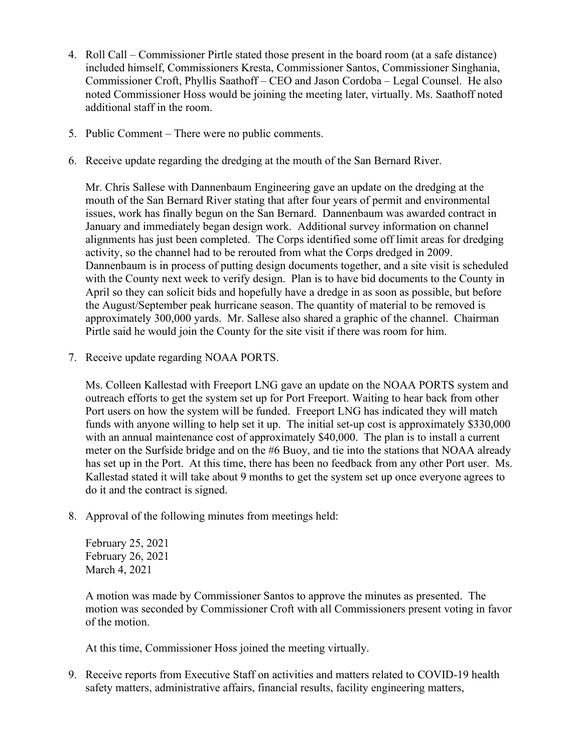4. Roll Call – Commissioner Pirtle stated those present in the board room (at a safe distance) included himself, Commissioners Kresta, Commissioner Santos, Commissioner Singhania, Commissioner Croft, Phyllis Saathoff – CEO and Jason Cordoba – Legal Counsel. He also noted Commissioner Hoss would be joining the meeting later, virtually. Ms. Saathoff noted additional staff in the room.

5. Public Comment – There were no public comments.

6. Receive update regarding the dredging at the mouth of the San Bernard River.

   Mr. Chris Sallese with Dannenbaum Engineering gave an update on the dredging at the mouth of the San Bernard River stating that after four years of permit and environmental issues, work has finally begun on the San Bernard. Dannenbaum was awarded contract in January and immediately began design work. Additional survey information on channel alignments has just been completed. The Corps identified some off limit areas for dredging activity, so the channel had to be rerouted from what the Corps dredged in 2009. Dannenbaum is in process of putting design documents together, and a site visit is scheduled with the County next week to verify design. Plan is to have bid documents to the County in April so they can solicit bids and hopefully have a dredge in as soon as possible, but before the August/September peak hurricane season. The quantity of material to be removed is approximately 300,000 yards. Mr. Sallese also shared a graphic of the channel. Chairman Pirtle said he would join the County for the site visit if there was room for him.

7. Receive update regarding NOAA PORTS.

   Ms. Colleen Kallestad with Freeport LNG gave an update on the NOAA PORTS system and outreach efforts to get the system set up for Port Freeport. Waiting to hear back from other Port users on how the system will be funded. Freeport LNG has indicated they will match funds with anyone willing to help set it up. The initial set-up cost is approximately $330,000 with an annual maintenance cost of approximately $40,000. The plan is to install a current meter on the Surfside bridge and on the #6 Buoy, and tie into the stations that NOAA already has set up in the Port. At this time, there has been no feedback from any other Port user. Ms. Kallestad stated it will take about 9 months to get the system set up once everyone agrees to do it and the contract is signed.

8. Approval of the following minutes from meetings held:

   February 25, 2021
   February 26, 2021
   March 4, 2021

   A motion was made by Commissioner Santos to approve the minutes as presented. The motion was seconded by Commissioner Croft with all Commissioners present voting in favor of the motion.

   At this time, Commissioner Hoss joined the meeting virtually.

9. Receive reports from Executive Staff on activities and matters related to COVID-19 health safety matters, administrative affairs, financial results, facility engineering matters,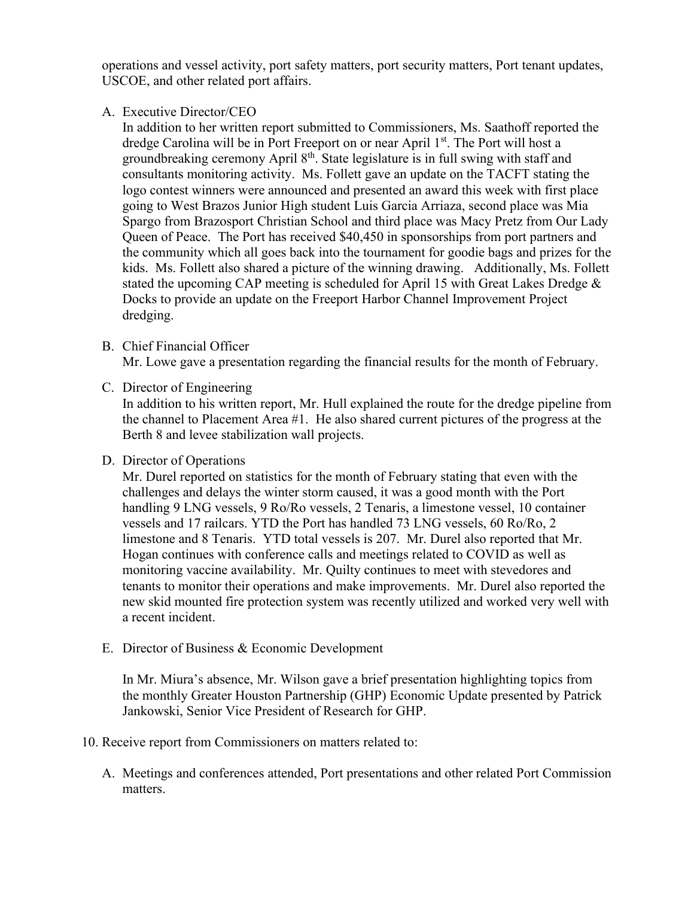operations and vessel activity, port safety matters, port security matters, Port tenant updates, USCOE, and other related port affairs.

A. Executive Director/CEO

   In addition to her written report submitted to Commissioners, Ms. Saathoff reported the dredge Carolina will be in Port Freeport on or near April 1st. The Port will host a groundbreaking ceremony April 8th. State legislature is in full swing with staff and consultants monitoring activity. Ms. Follett gave an update on the TACFT stating the logo contest winners were announced and presented an award this week with first place going to West Brazos Junior High student Luis Garcia Arriaza, second place was Mia Spargo from Brazosport Christian School and third place was Macy Pretz from Our Lady Queen of Peace. The Port has received $40,450 in sponsorships from port partners and the community which all goes back into the tournament for goodie bags and prizes for the kids. Ms. Follett also shared a picture of the winning drawing. Additionally, Ms. Follett stated the upcoming CAP meeting is scheduled for April 15 with Great Lakes Dredge & Docks to provide an update on the Freeport Harbor Channel Improvement Project dredging.

B. Chief Financial Officer

   Mr. Lowe gave a presentation regarding the financial results for the month of February.

C. Director of Engineering

   In addition to his written report, Mr. Hull explained the route for the dredge pipeline from the channel to Placement Area #1. He also shared current pictures of the progress at the Berth 8 and levee stabilization wall projects.

D. Director of Operations

   Mr. Durel reported on statistics for the month of February stating that even with the challenges and delays the winter storm caused, it was a good month with the Port handling 9 LNG vessels, 9 Ro/Ro vessels, 2 Tenaris, a limestone vessel, 10 container vessels and 17 railcars. YTD the Port has handled 73 LNG vessels, 60 Ro/Ro, 2 limestone and 8 Tenaris. YTD total vessels is 207. Mr. Durel also reported that Mr. Hogan continues with conference calls and meetings related to COVID as well as monitoring vaccine availability. Mr. Quilty continues to meet with stevedores and tenants to monitor their operations and make improvements. Mr. Durel also reported the new skid mounted fire protection system was recently utilized and worked very well with a recent incident.

E. Director of Business & Economic Development

   In Mr. Miura's absence, Mr. Wilson gave a brief presentation highlighting topics from the monthly Greater Houston Partnership (GHP) Economic Update presented by Patrick Jankowski, Senior Vice President of Research for GHP.

10. Receive report from Commissioners on matters related to:

    A. Meetings and conferences attended, Port presentations and other related Port Commission matters.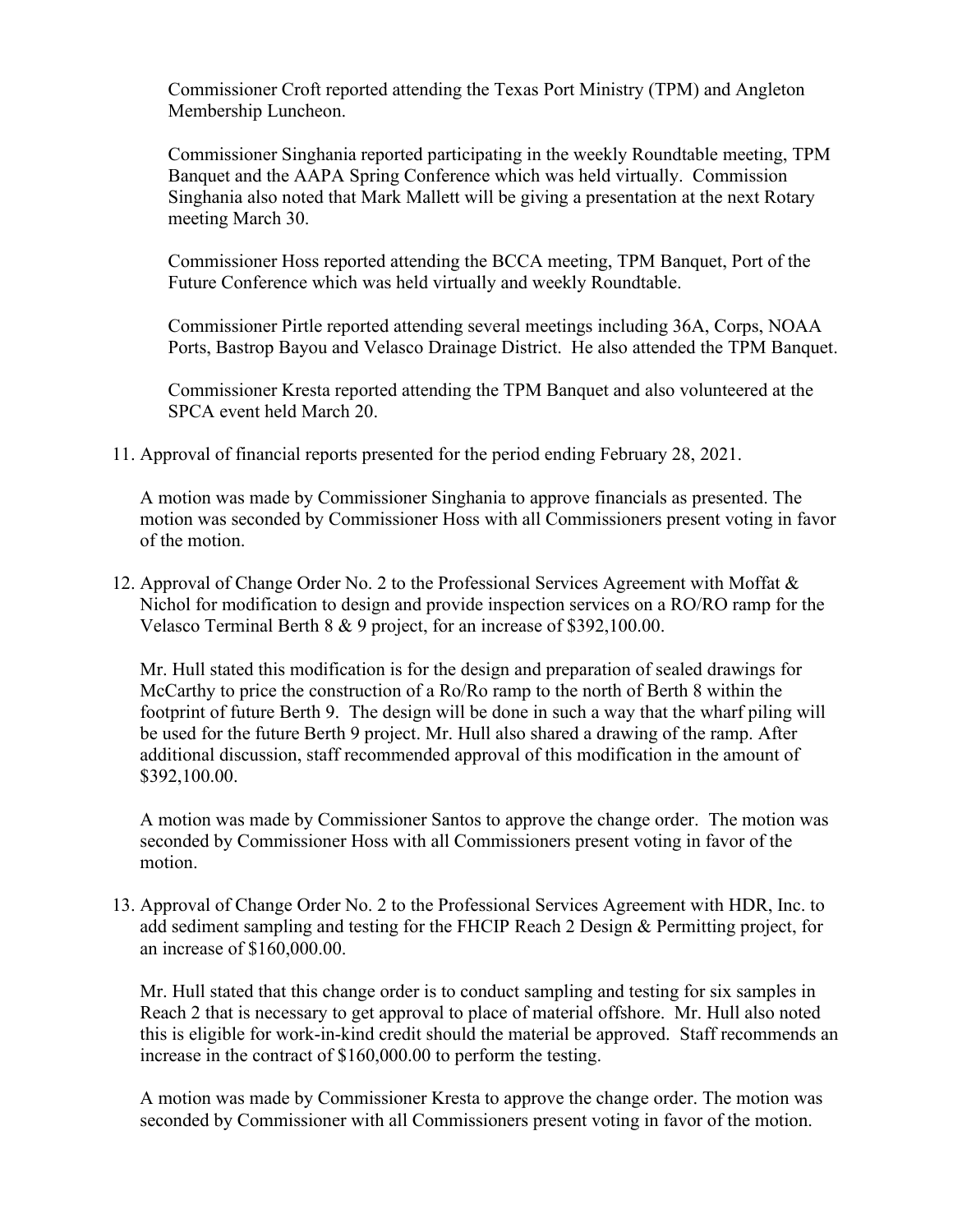Commissioner Croft reported attending the Texas Port Ministry (TPM) and Angleton Membership Luncheon.

Commissioner Singhania reported participating in the weekly Roundtable meeting, TPM Banquet and the AAPA Spring Conference which was held virtually. Commission Singhania also noted that Mark Mallett will be giving a presentation at the next Rotary meeting March 30.

Commissioner Hoss reported attending the BCCA meeting, TPM Banquet, Port of the Future Conference which was held virtually and weekly Roundtable.

Commissioner Pirtle reported attending several meetings including 36A, Corps, NOAA Ports, Bastrop Bayou and Velasco Drainage District. He also attended the TPM Banquet.

Commissioner Kresta reported attending the TPM Banquet and also volunteered at the SPCA event held March 20.

11. Approval of financial reports presented for the period ending February 28, 2021.

    A motion was made by Commissioner Singhania to approve financials as presented. The motion was seconded by Commissioner Hoss with all Commissioners present voting in favor of the motion.

12. Approval of Change Order No. 2 to the Professional Services Agreement with Moffat & Nichol for modification to design and provide inspection services on a RO/RO ramp for the Velasco Terminal Berth 8 & 9 project, for an increase of $392,100.00.

    Mr. Hull stated this modification is for the design and preparation of sealed drawings for McCarthy to price the construction of a Ro/Ro ramp to the north of Berth 8 within the footprint of future Berth 9. The design will be done in such a way that the wharf piling will be used for the future Berth 9 project. Mr. Hull also shared a drawing of the ramp. After additional discussion, staff recommended approval of this modification in the amount of $392,100.00.

    A motion was made by Commissioner Santos to approve the change order. The motion was seconded by Commissioner Hoss with all Commissioners present voting in favor of the motion.

13. Approval of Change Order No. 2 to the Professional Services Agreement with HDR, Inc. to add sediment sampling and testing for the FHCIP Reach 2 Design & Permitting project, for an increase of $160,000.00.

    Mr. Hull stated that this change order is to conduct sampling and testing for six samples in Reach 2 that is necessary to get approval to place of material offshore. Mr. Hull also noted this is eligible for work-in-kind credit should the material be approved. Staff recommends an increase in the contract of $160,000.00 to perform the testing.

    A motion was made by Commissioner Kresta to approve the change order. The motion was seconded by Commissioner with all Commissioners present voting in favor of the motion.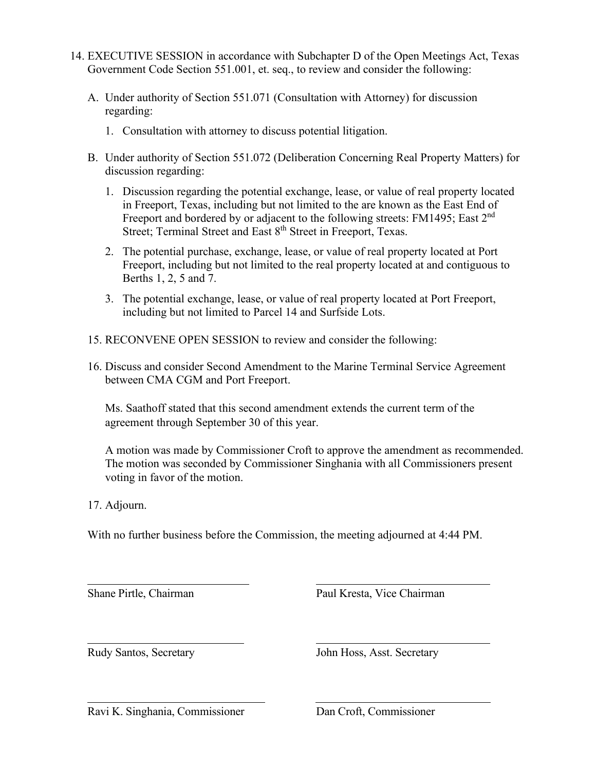14. EXECUTIVE SESSION in accordance with Subchapter D of the Open Meetings Act, Texas Government Code Section 551.001, et. seq., to review and consider the following:

    A. Under authority of Section 551.071 (Consultation with Attorney) for discussion regarding:

        1. Consultation with attorney to discuss potential litigation.

    B. Under authority of Section 551.072 (Deliberation Concerning Real Property Matters) for discussion regarding:

        1. Discussion regarding the potential exchange, lease, or value of real property located in Freeport, Texas, including but not limited to the are known as the East End of Freeport and bordered by or adjacent to the following streets: FM1495; East 2nd Street; Terminal Street and East 8th Street in Freeport, Texas.

        2. The potential purchase, exchange, lease, or value of real property located at Port Freeport, including but not limited to the real property located at and contiguous to Berths 1, 2, 5 and 7.

        3. The potential exchange, lease, or value of real property located at Port Freeport, including but not limited to Parcel 14 and Surfside Lots.

15. RECONVENE OPEN SESSION to review and consider the following:

16. Discuss and consider Second Amendment to the Marine Terminal Service Agreement between CMA CGM and Port Freeport.

    Ms. Saathoff stated that this second amendment extends the current term of the agreement through September 30 of this year.

    A motion was made by Commissioner Croft to approve the amendment as recommended. The motion was seconded by Commissioner Singhania with all Commissioners present voting in favor of the motion.

17. Adjourn.

With no further business before the Commission, the meeting adjourned at 4:44 PM.

| | |
|---|---|
| Shane Pirtle, Chairman | Paul Kresta, Vice Chairman |
| Rudy Santos, Secretary | John Hoss, Asst. Secretary |
| Ravi K. Singhania, Commissioner | Dan Croft, Commissioner |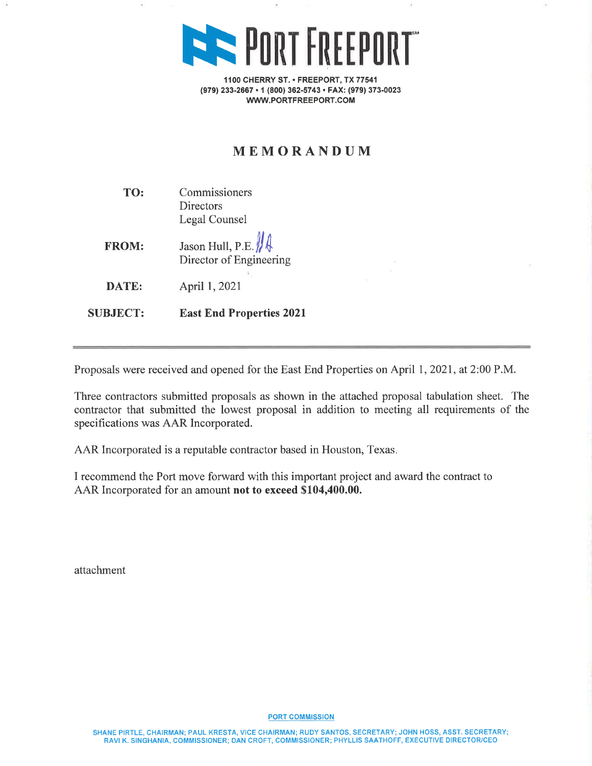# PORT FREEPORT

1100 CHERRY ST. • FREEPORT, TX 77541
(979) 233-2667 • 1 (800) 362-5743 • FAX: (979) 373-0023
WWW.PORTFREEPORT.COM

## MEMORANDUM

**TO:** Commissioners
Directors
Legal Counsel

**FROM:** Jason Hull, P.E.
Director of Engineering

**DATE:** April 1, 2021

**SUBJECT:** **East End Properties 2021**

---

Proposals were received and opened for the East End Properties on April 1, 2021, at 2:00 P.M.

Three contractors submitted proposals as shown in the attached proposal tabulation sheet. The contractor that submitted the lowest proposal in addition to meeting all requirements of the specifications was AAR Incorporated.

AAR Incorporated is a reputable contractor based in Houston, Texas.

I recommend the Port move forward with this important project and award the contract to AAR Incorporated for an amount **not to exceed $104,400.00.**

attachment

PORT COMMISSION

SHANE PIRTLE, CHAIRMAN; PAUL KRESTA, VICE CHAIRMAN; RUDY SANTOS, SECRETARY; JOHN HOSS, ASST. SECRETARY; RAVI K. SINGHANIA, COMMISSIONER; DAN CROFT, COMMISSIONER; PHYLLIS SAATHOFF, EXECUTIVE DIRECTOR/CEO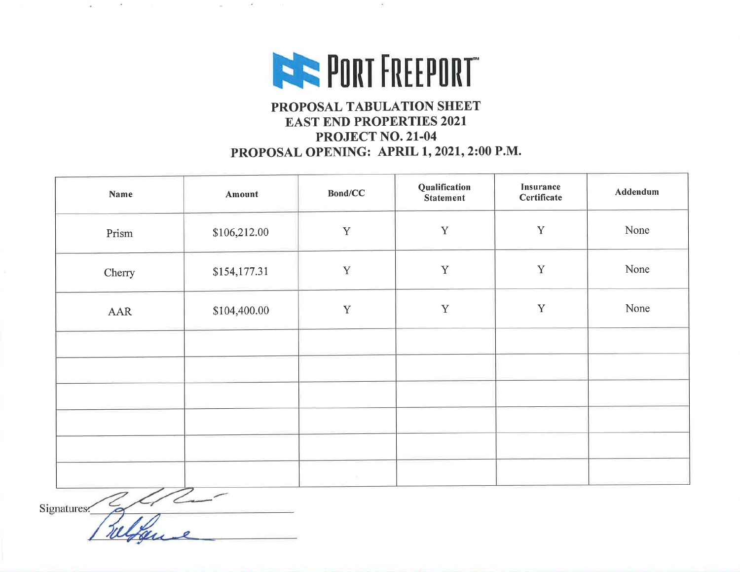# PORT FREEPORT

## PROPOSAL TABULATION SHEET
## EAST END PROPERTIES 2021
## PROJECT NO. 21-04
## PROPOSAL OPENING: APRIL 1, 2021, 2:00 P.M.

| Name | Amount | Bond/CC | Qualification Statement | Insurance Certificate | Addendum |
|---|---|---|---|---|---|
| Prism | $106,212.00 | Y | Y | Y | None |
| Cherry | $154,177.31 | Y | Y | Y | None |
| AAR | $104,400.00 | Y | Y | Y | None |
| | | | | | |
| | | | | | |
| | | | | | |
| | | | | | |
| | | | | | |
| | | | | | |

Signatures: ______________________

______________________